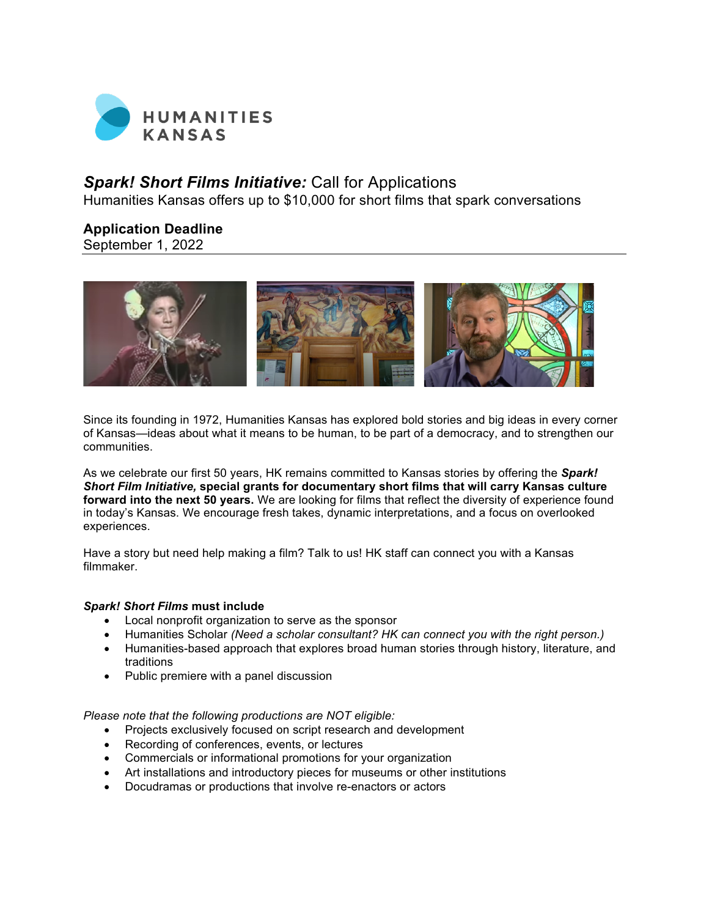HUMANITIES KANSAS

# ***Spark! Short Films Initiative:*** Call for Applications

Humanities Kansas offers up to $10,000 for short films that spark conversations

## Application Deadline

September 1, 2022

Since its founding in 1972, Humanities Kansas has explored bold stories and big ideas in every corner of Kansas—ideas about what it means to be human, to be part of a democracy, and to strengthen our communities.

As we celebrate our first 50 years, HK remains committed to Kansas stories by offering the ***Spark! Short Film Initiative,*** **special grants for documentary short films that will carry Kansas culture forward into the next 50 years.** We are looking for films that reflect the diversity of experience found in today's Kansas. We encourage fresh takes, dynamic interpretations, and a focus on overlooked experiences.

Have a story but need help making a film? Talk to us! HK staff can connect you with a Kansas filmmaker.

### ***Spark! Short Films*** must include

- Local nonprofit organization to serve as the sponsor
- Humanities Scholar *(Need a scholar consultant? HK can connect you with the right person.)*
- Humanities-based approach that explores broad human stories through history, literature, and traditions
- Public premiere with a panel discussion

*Please note that the following productions are NOT eligible:*

- Projects exclusively focused on script research and development
- Recording of conferences, events, or lectures
- Commercials or informational promotions for your organization
- Art installations and introductory pieces for museums or other institutions
- Docudramas or productions that involve re-enactors or actors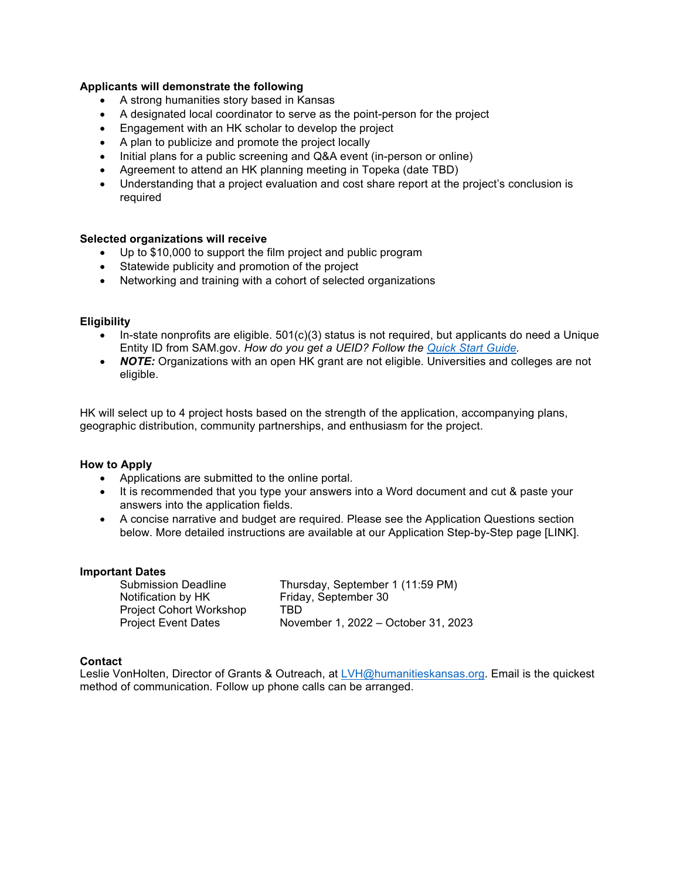**Applicants will demonstrate the following**

- A strong humanities story based in Kansas
- A designated local coordinator to serve as the point-person for the project
- Engagement with an HK scholar to develop the project
- A plan to publicize and promote the project locally
- Initial plans for a public screening and Q&A event (in-person or online)
- Agreement to attend an HK planning meeting in Topeka (date TBD)
- Understanding that a project evaluation and cost share report at the project's conclusion is required

**Selected organizations will receive**

- Up to $10,000 to support the film project and public program
- Statewide publicity and promotion of the project
- Networking and training with a cohort of selected organizations

**Eligibility**

- In-state nonprofits are eligible. 501(c)(3) status is not required, but applicants do need a Unique Entity ID from SAM.gov. *How do you get a UEID? Follow the [Quick Start Guide](Quick Start Guide).*
- ***NOTE:*** Organizations with an open HK grant are not eligible. Universities and colleges are not eligible.

HK will select up to 4 project hosts based on the strength of the application, accompanying plans, geographic distribution, community partnerships, and enthusiasm for the project.

**How to Apply**

- Applications are submitted to the online portal.
- It is recommended that you type your answers into a Word document and cut & paste your answers into the application fields.
- A concise narrative and budget are required. Please see the Application Questions section below. More detailed instructions are available at our Application Step-by-Step page [LINK].

**Important Dates**

| | |
|---|---|
| Submission Deadline | Thursday, September 1 (11:59 PM) |
| Notification by HK | Friday, September 30 |
| Project Cohort Workshop | TBD |
| Project Event Dates | November 1, 2022 – October 31, 2023 |

**Contact**

Leslie VonHolten, Director of Grants & Outreach, at LVH@humanitieskansas.org. Email is the quickest method of communication. Follow up phone calls can be arranged.